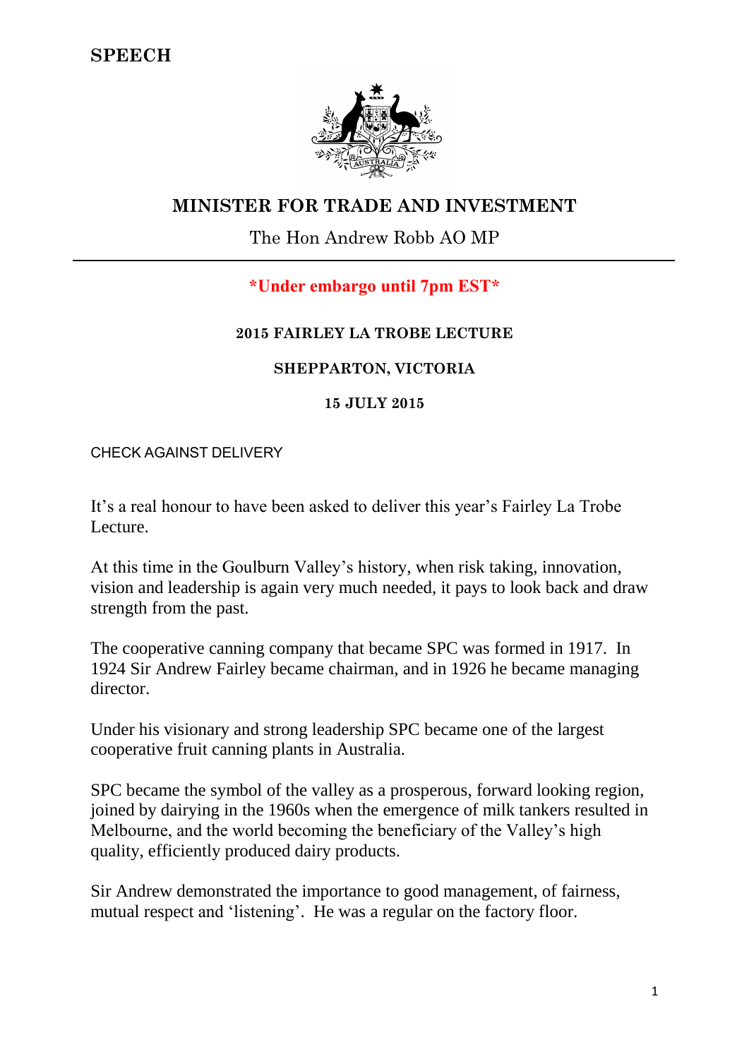**SPEECH**

## MINISTER FOR TRADE AND INVESTMENT

The Hon Andrew Robb AO MP

---

**\*Under embargo until 7pm EST\***

**2015 FAIRLEY LA TROBE LECTURE**

**SHEPPARTON, VICTORIA**

**15 JULY 2015**

CHECK AGAINST DELIVERY

It's a real honour to have been asked to deliver this year's Fairley La Trobe Lecture.

At this time in the Goulburn Valley's history, when risk taking, innovation, vision and leadership is again very much needed, it pays to look back and draw strength from the past.

The cooperative canning company that became SPC was formed in 1917. In 1924 Sir Andrew Fairley became chairman, and in 1926 he became managing director.

Under his visionary and strong leadership SPC became one of the largest cooperative fruit canning plants in Australia.

SPC became the symbol of the valley as a prosperous, forward looking region, joined by dairying in the 1960s when the emergence of milk tankers resulted in Melbourne, and the world becoming the beneficiary of the Valley's high quality, efficiently produced dairy products.

Sir Andrew demonstrated the importance to good management, of fairness, mutual respect and 'listening'. He was a regular on the factory floor.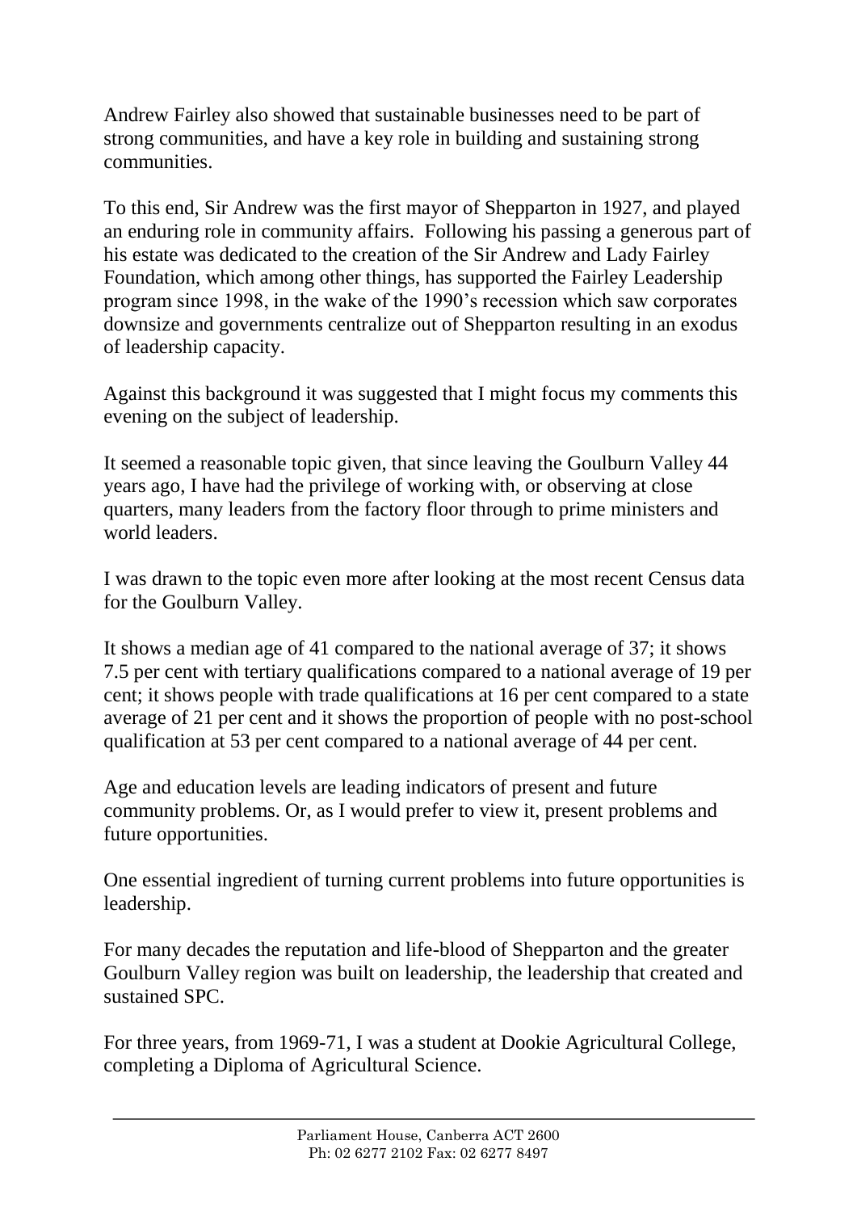Andrew Fairley also showed that sustainable businesses need to be part of strong communities, and have a key role in building and sustaining strong communities.

To this end, Sir Andrew was the first mayor of Shepparton in 1927, and played an enduring role in community affairs. Following his passing a generous part of his estate was dedicated to the creation of the Sir Andrew and Lady Fairley Foundation, which among other things, has supported the Fairley Leadership program since 1998, in the wake of the 1990's recession which saw corporates downsize and governments centralize out of Shepparton resulting in an exodus of leadership capacity.

Against this background it was suggested that I might focus my comments this evening on the subject of leadership.

It seemed a reasonable topic given, that since leaving the Goulburn Valley 44 years ago, I have had the privilege of working with, or observing at close quarters, many leaders from the factory floor through to prime ministers and world leaders.

I was drawn to the topic even more after looking at the most recent Census data for the Goulburn Valley.

It shows a median age of 41 compared to the national average of 37; it shows 7.5 per cent with tertiary qualifications compared to a national average of 19 per cent; it shows people with trade qualifications at 16 per cent compared to a state average of 21 per cent and it shows the proportion of people with no post-school qualification at 53 per cent compared to a national average of 44 per cent.

Age and education levels are leading indicators of present and future community problems. Or, as I would prefer to view it, present problems and future opportunities.

One essential ingredient of turning current problems into future opportunities is leadership.

For many decades the reputation and life-blood of Shepparton and the greater Goulburn Valley region was built on leadership, the leadership that created and sustained SPC.

For three years, from 1969-71, I was a student at Dookie Agricultural College, completing a Diploma of Agricultural Science.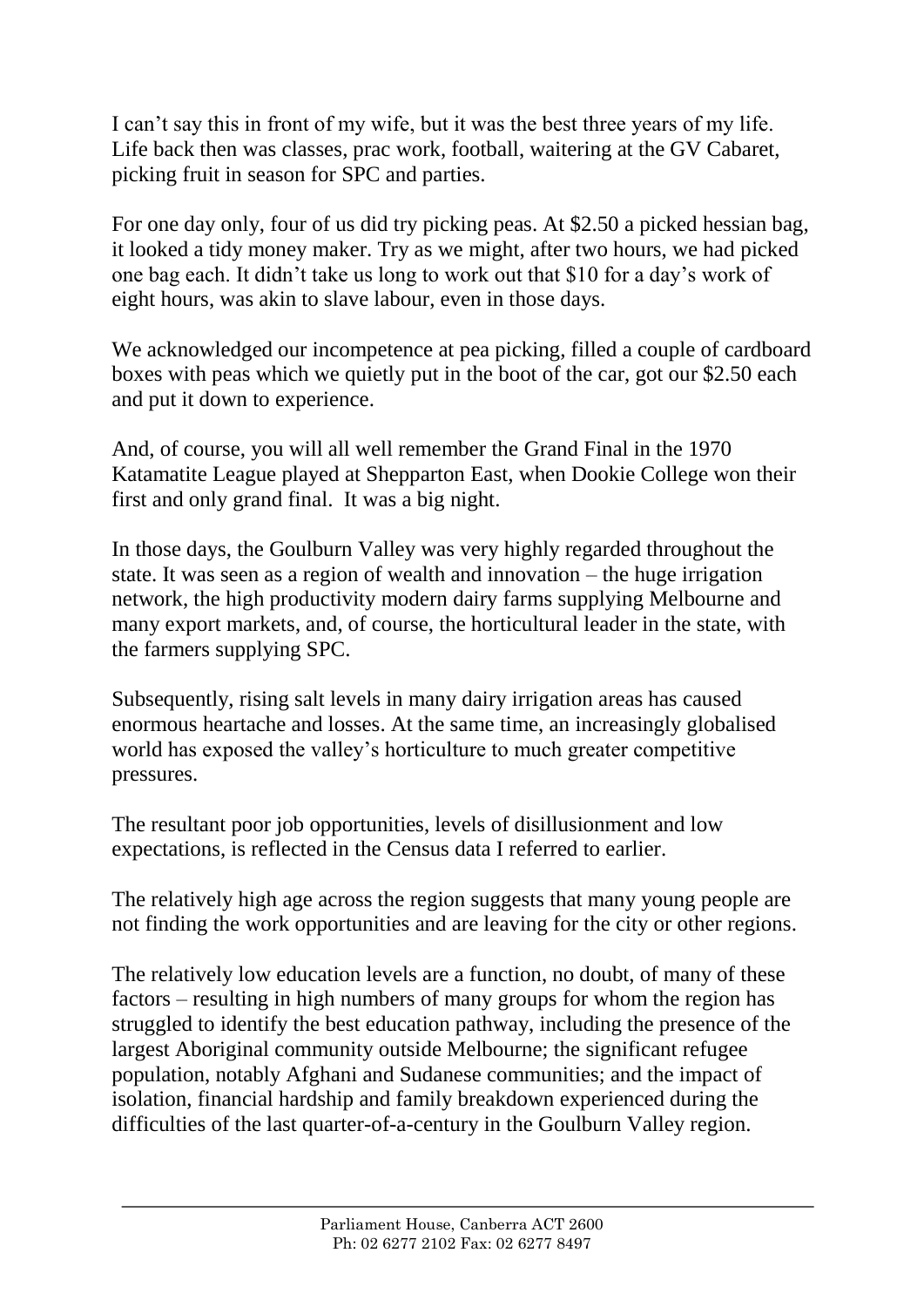I can't say this in front of my wife, but it was the best three years of my life. Life back then was classes, prac work, football, waitering at the GV Cabaret, picking fruit in season for SPC and parties.

For one day only, four of us did try picking peas. At $2.50 a picked hessian bag, it looked a tidy money maker. Try as we might, after two hours, we had picked one bag each. It didn't take us long to work out that $10 for a day's work of eight hours, was akin to slave labour, even in those days.

We acknowledged our incompetence at pea picking, filled a couple of cardboard boxes with peas which we quietly put in the boot of the car, got our $2.50 each and put it down to experience.

And, of course, you will all well remember the Grand Final in the 1970 Katamatite League played at Shepparton East, when Dookie College won their first and only grand final. It was a big night.

In those days, the Goulburn Valley was very highly regarded throughout the state. It was seen as a region of wealth and innovation – the huge irrigation network, the high productivity modern dairy farms supplying Melbourne and many export markets, and, of course, the horticultural leader in the state, with the farmers supplying SPC.

Subsequently, rising salt levels in many dairy irrigation areas has caused enormous heartache and losses. At the same time, an increasingly globalised world has exposed the valley's horticulture to much greater competitive pressures.

The resultant poor job opportunities, levels of disillusionment and low expectations, is reflected in the Census data I referred to earlier.

The relatively high age across the region suggests that many young people are not finding the work opportunities and are leaving for the city or other regions.

The relatively low education levels are a function, no doubt, of many of these factors – resulting in high numbers of many groups for whom the region has struggled to identify the best education pathway, including the presence of the largest Aboriginal community outside Melbourne; the significant refugee population, notably Afghani and Sudanese communities; and the impact of isolation, financial hardship and family breakdown experienced during the difficulties of the last quarter-of-a-century in the Goulburn Valley region.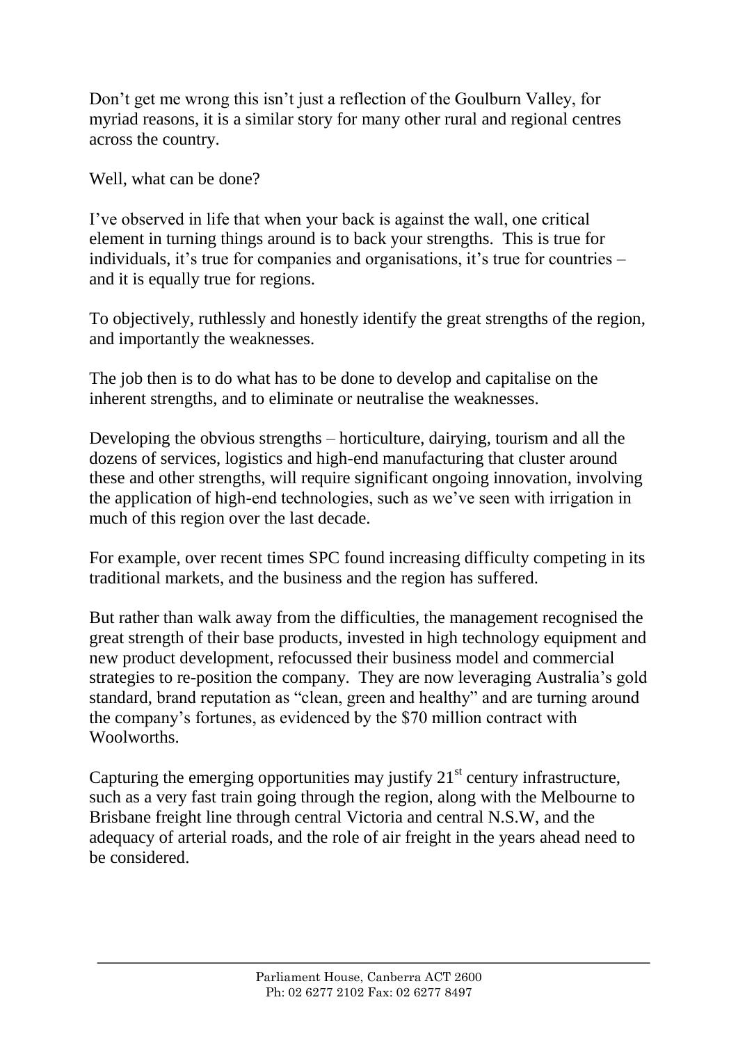Don't get me wrong this isn't just a reflection of the Goulburn Valley, for myriad reasons, it is a similar story for many other rural and regional centres across the country.

Well, what can be done?

I've observed in life that when your back is against the wall, one critical element in turning things around is to back your strengths. This is true for individuals, it's true for companies and organisations, it's true for countries – and it is equally true for regions.

To objectively, ruthlessly and honestly identify the great strengths of the region, and importantly the weaknesses.

The job then is to do what has to be done to develop and capitalise on the inherent strengths, and to eliminate or neutralise the weaknesses.

Developing the obvious strengths – horticulture, dairying, tourism and all the dozens of services, logistics and high-end manufacturing that cluster around these and other strengths, will require significant ongoing innovation, involving the application of high-end technologies, such as we've seen with irrigation in much of this region over the last decade.

For example, over recent times SPC found increasing difficulty competing in its traditional markets, and the business and the region has suffered.

But rather than walk away from the difficulties, the management recognised the great strength of their base products, invested in high technology equipment and new product development, refocussed their business model and commercial strategies to re-position the company. They are now leveraging Australia's gold standard, brand reputation as "clean, green and healthy" and are turning around the company's fortunes, as evidenced by the $70 million contract with Woolworths.

Capturing the emerging opportunities may justify 21st century infrastructure, such as a very fast train going through the region, along with the Melbourne to Brisbane freight line through central Victoria and central N.S.W, and the adequacy of arterial roads, and the role of air freight in the years ahead need to be considered.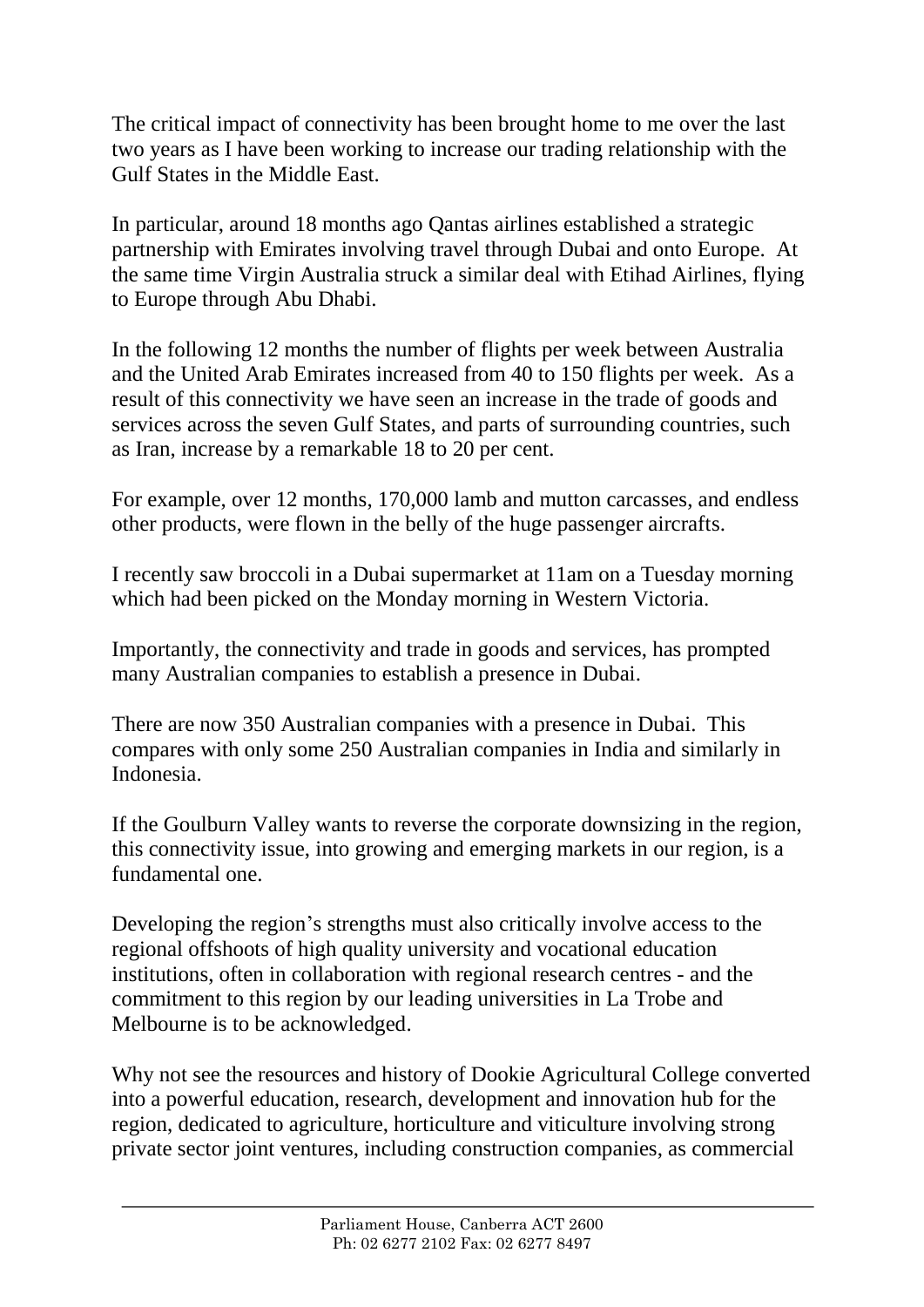The critical impact of connectivity has been brought home to me over the last two years as I have been working to increase our trading relationship with the Gulf States in the Middle East.

In particular, around 18 months ago Qantas airlines established a strategic partnership with Emirates involving travel through Dubai and onto Europe. At the same time Virgin Australia struck a similar deal with Etihad Airlines, flying to Europe through Abu Dhabi.

In the following 12 months the number of flights per week between Australia and the United Arab Emirates increased from 40 to 150 flights per week. As a result of this connectivity we have seen an increase in the trade of goods and services across the seven Gulf States, and parts of surrounding countries, such as Iran, increase by a remarkable 18 to 20 per cent.

For example, over 12 months, 170,000 lamb and mutton carcasses, and endless other products, were flown in the belly of the huge passenger aircrafts.

I recently saw broccoli in a Dubai supermarket at 11am on a Tuesday morning which had been picked on the Monday morning in Western Victoria.

Importantly, the connectivity and trade in goods and services, has prompted many Australian companies to establish a presence in Dubai.

There are now 350 Australian companies with a presence in Dubai. This compares with only some 250 Australian companies in India and similarly in Indonesia.

If the Goulburn Valley wants to reverse the corporate downsizing in the region, this connectivity issue, into growing and emerging markets in our region, is a fundamental one.

Developing the region's strengths must also critically involve access to the regional offshoots of high quality university and vocational education institutions, often in collaboration with regional research centres - and the commitment to this region by our leading universities in La Trobe and Melbourne is to be acknowledged.

Why not see the resources and history of Dookie Agricultural College converted into a powerful education, research, development and innovation hub for the region, dedicated to agriculture, horticulture and viticulture involving strong private sector joint ventures, including construction companies, as commercial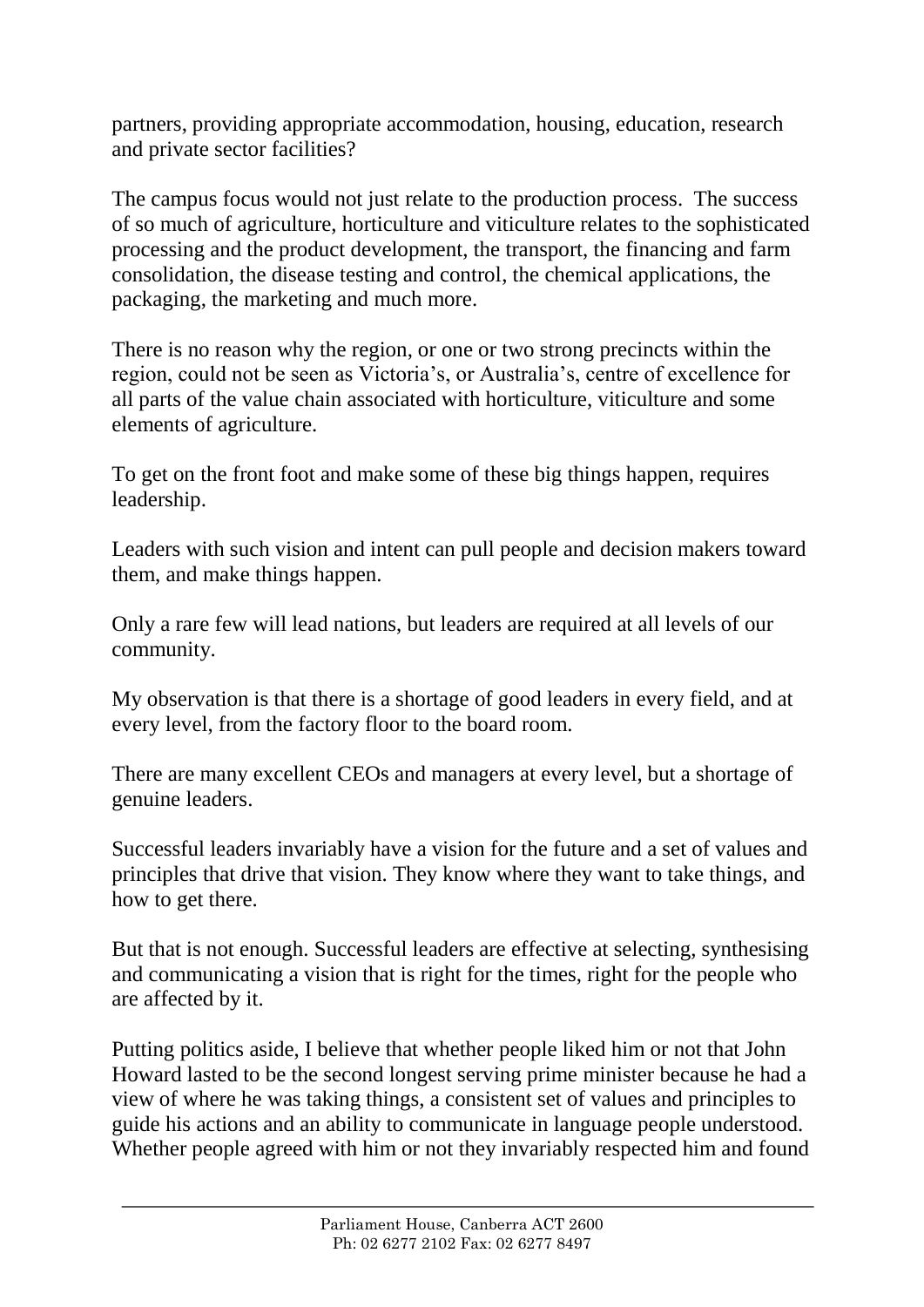partners, providing appropriate accommodation, housing, education, research and private sector facilities?

The campus focus would not just relate to the production process. The success of so much of agriculture, horticulture and viticulture relates to the sophisticated processing and the product development, the transport, the financing and farm consolidation, the disease testing and control, the chemical applications, the packaging, the marketing and much more.

There is no reason why the region, or one or two strong precincts within the region, could not be seen as Victoria's, or Australia's, centre of excellence for all parts of the value chain associated with horticulture, viticulture and some elements of agriculture.

To get on the front foot and make some of these big things happen, requires leadership.

Leaders with such vision and intent can pull people and decision makers toward them, and make things happen.

Only a rare few will lead nations, but leaders are required at all levels of our community.

My observation is that there is a shortage of good leaders in every field, and at every level, from the factory floor to the board room.

There are many excellent CEOs and managers at every level, but a shortage of genuine leaders.

Successful leaders invariably have a vision for the future and a set of values and principles that drive that vision. They know where they want to take things, and how to get there.

But that is not enough. Successful leaders are effective at selecting, synthesising and communicating a vision that is right for the times, right for the people who are affected by it.

Putting politics aside, I believe that whether people liked him or not that John Howard lasted to be the second longest serving prime minister because he had a view of where he was taking things, a consistent set of values and principles to guide his actions and an ability to communicate in language people understood. Whether people agreed with him or not they invariably respected him and found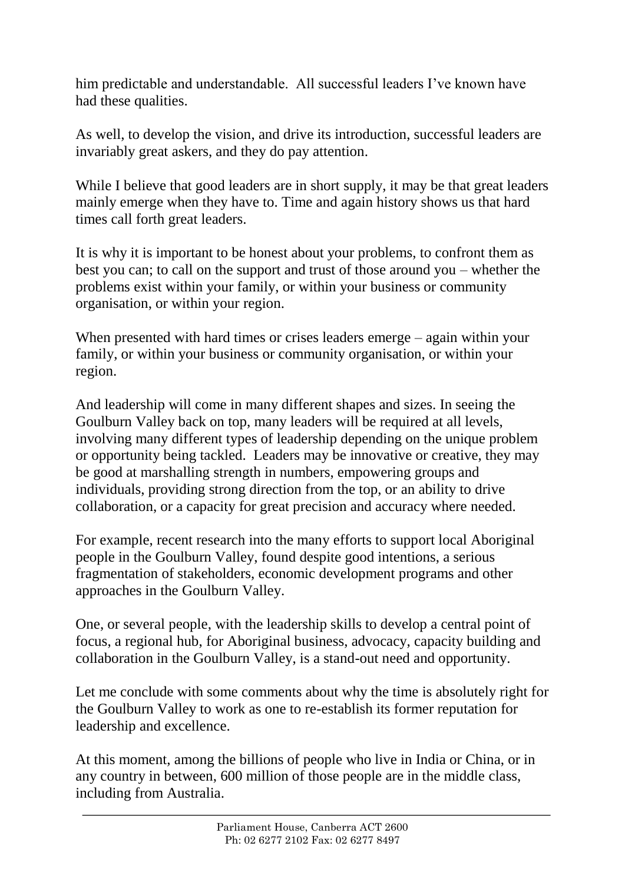him predictable and understandable. All successful leaders I've known have had these qualities.

As well, to develop the vision, and drive its introduction, successful leaders are invariably great askers, and they do pay attention.

While I believe that good leaders are in short supply, it may be that great leaders mainly emerge when they have to. Time and again history shows us that hard times call forth great leaders.

It is why it is important to be honest about your problems, to confront them as best you can; to call on the support and trust of those around you – whether the problems exist within your family, or within your business or community organisation, or within your region.

When presented with hard times or crises leaders emerge – again within your family, or within your business or community organisation, or within your region.

And leadership will come in many different shapes and sizes. In seeing the Goulburn Valley back on top, many leaders will be required at all levels, involving many different types of leadership depending on the unique problem or opportunity being tackled. Leaders may be innovative or creative, they may be good at marshalling strength in numbers, empowering groups and individuals, providing strong direction from the top, or an ability to drive collaboration, or a capacity for great precision and accuracy where needed.

For example, recent research into the many efforts to support local Aboriginal people in the Goulburn Valley, found despite good intentions, a serious fragmentation of stakeholders, economic development programs and other approaches in the Goulburn Valley.

One, or several people, with the leadership skills to develop a central point of focus, a regional hub, for Aboriginal business, advocacy, capacity building and collaboration in the Goulburn Valley, is a stand-out need and opportunity.

Let me conclude with some comments about why the time is absolutely right for the Goulburn Valley to work as one to re-establish its former reputation for leadership and excellence.

At this moment, among the billions of people who live in India or China, or in any country in between, 600 million of those people are in the middle class, including from Australia.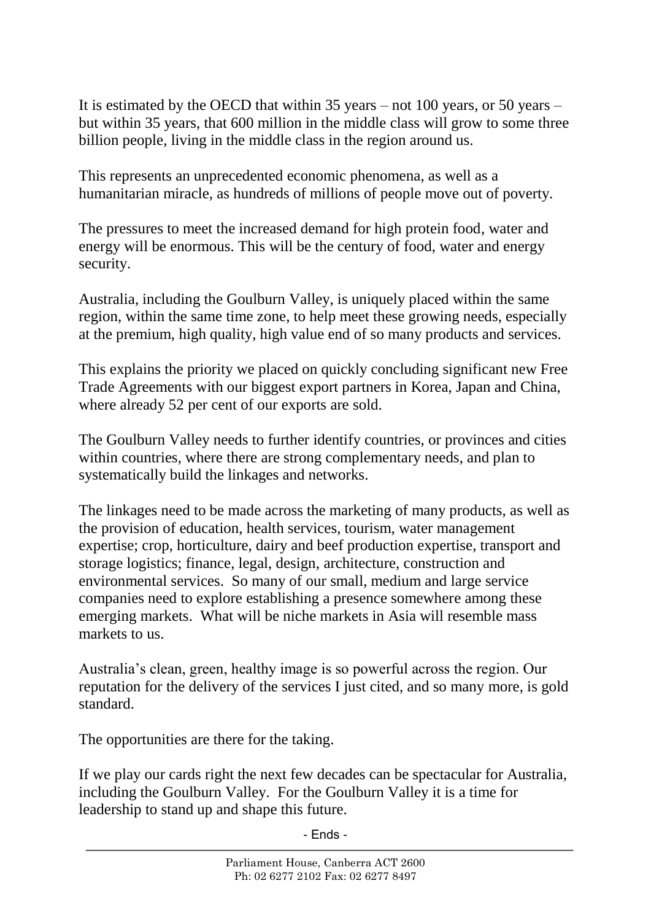It is estimated by the OECD that within 35 years – not 100 years, or 50 years – but within 35 years, that 600 million in the middle class will grow to some three billion people, living in the middle class in the region around us.

This represents an unprecedented economic phenomena, as well as a humanitarian miracle, as hundreds of millions of people move out of poverty.

The pressures to meet the increased demand for high protein food, water and energy will be enormous. This will be the century of food, water and energy security.

Australia, including the Goulburn Valley, is uniquely placed within the same region, within the same time zone, to help meet these growing needs, especially at the premium, high quality, high value end of so many products and services.

This explains the priority we placed on quickly concluding significant new Free Trade Agreements with our biggest export partners in Korea, Japan and China, where already 52 per cent of our exports are sold.

The Goulburn Valley needs to further identify countries, or provinces and cities within countries, where there are strong complementary needs, and plan to systematically build the linkages and networks.

The linkages need to be made across the marketing of many products, as well as the provision of education, health services, tourism, water management expertise; crop, horticulture, dairy and beef production expertise, transport and storage logistics; finance, legal, design, architecture, construction and environmental services. So many of our small, medium and large service companies need to explore establishing a presence somewhere among these emerging markets. What will be niche markets in Asia will resemble mass markets to us.

Australia's clean, green, healthy image is so powerful across the region. Our reputation for the delivery of the services I just cited, and so many more, is gold standard.

The opportunities are there for the taking.

If we play our cards right the next few decades can be spectacular for Australia, including the Goulburn Valley. For the Goulburn Valley it is a time for leadership to stand up and shape this future.

- Ends -

Parliament House, Canberra ACT 2600
Ph: 02 6277 2102 Fax: 02 6277 8497